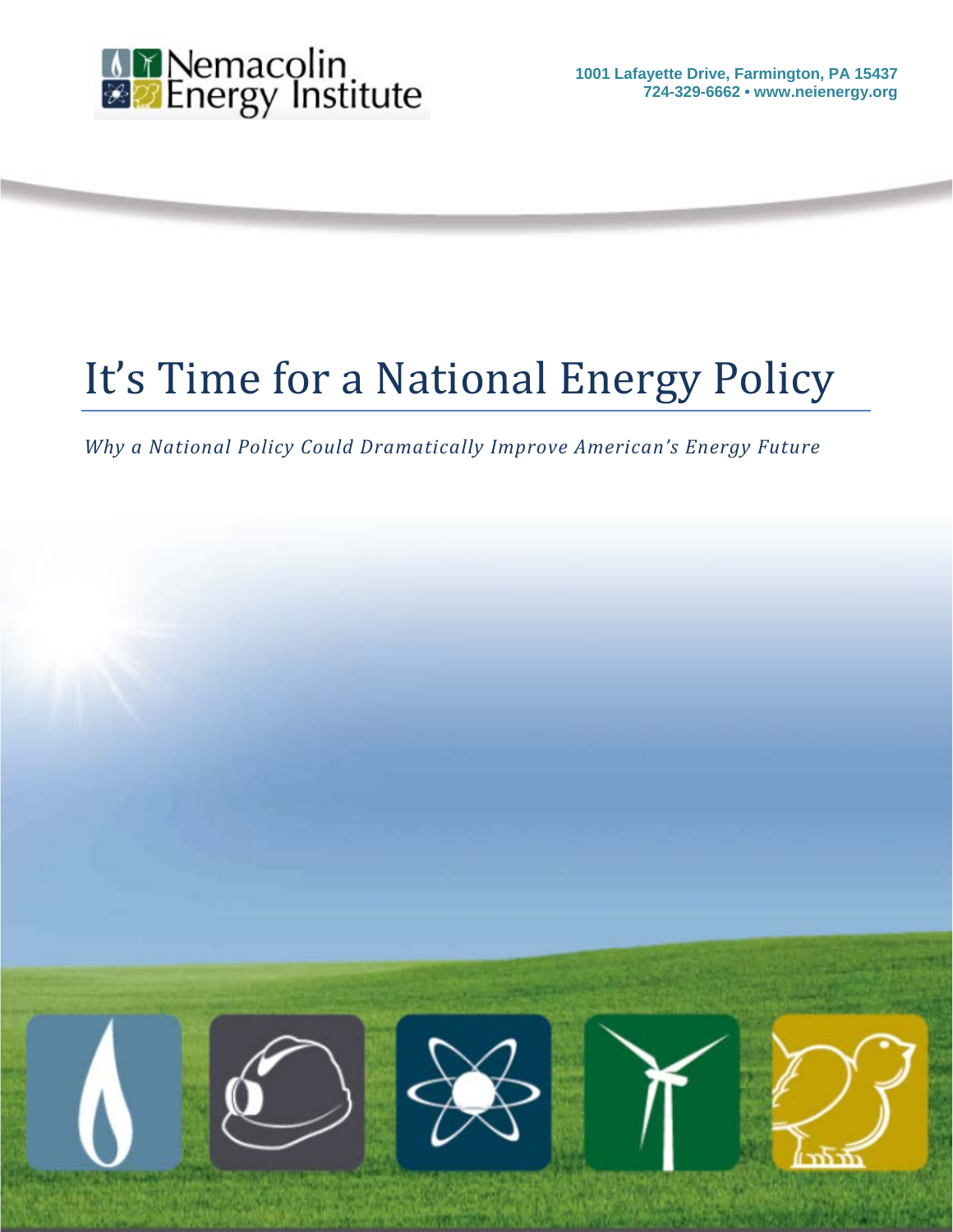Nemacolin Energy Institute

1001 Lafayette Drive, Farmington, PA 15437
724-329-6662 • www.neienergy.org

# It's Time for a National Energy Policy

*Why a National Policy Could Dramatically Improve American's Energy Future*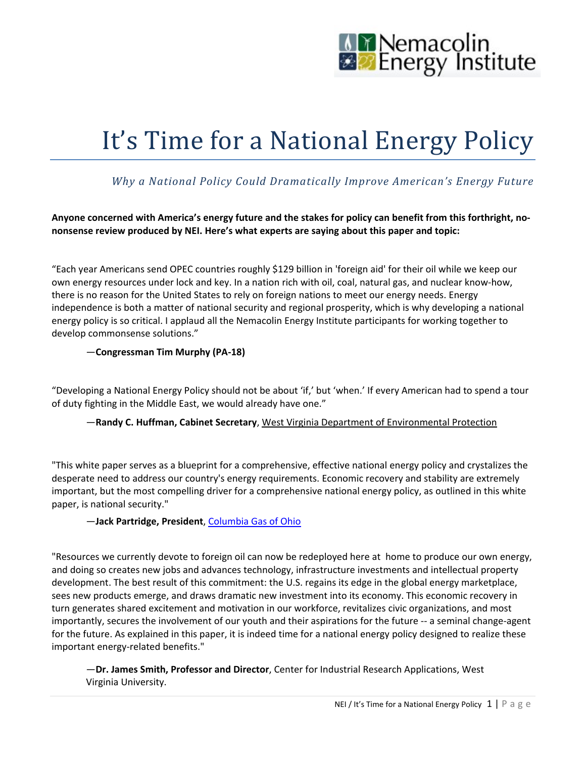# It's Time for a National Energy Policy

*Why a National Policy Could Dramatically Improve American's Energy Future*

**Anyone concerned with America's energy future and the stakes for policy can benefit from this forthright, no-nonsense review produced by NEI. Here's what experts are saying about this paper and topic:**

"Each year Americans send OPEC countries roughly $129 billion in 'foreign aid' for their oil while we keep our own energy resources under lock and key. In a nation rich with oil, coal, natural gas, and nuclear know-how, there is no reason for the United States to rely on foreign nations to meet our energy needs. Energy independence is both a matter of national security and regional prosperity, which is why developing a national energy policy is so critical. I applaud all the Nemacolin Energy Institute participants for working together to develop commonsense solutions."

—**Congressman Tim Murphy (PA-18)**

"Developing a National Energy Policy should not be about 'if,' but 'when.' If every American had to spend a tour of duty fighting in the Middle East, we would already have one."

—**Randy C. Huffman, Cabinet Secretary**, West Virginia Department of Environmental Protection

"This white paper serves as a blueprint for a comprehensive, effective national energy policy and crystalizes the desperate need to address our country's energy requirements. Economic recovery and stability are extremely important, but the most compelling driver for a comprehensive national energy policy, as outlined in this white paper, is national security."

—**Jack Partridge, President**, Columbia Gas of Ohio

"Resources we currently devote to foreign oil can now be redeployed here at home to produce our own energy, and doing so creates new jobs and advances technology, infrastructure investments and intellectual property development. The best result of this commitment: the U.S. regains its edge in the global energy marketplace, sees new products emerge, and draws dramatic new investment into its economy. This economic recovery in turn generates shared excitement and motivation in our workforce, revitalizes civic organizations, and most importantly, secures the involvement of our youth and their aspirations for the future -- a seminal change-agent for the future. As explained in this paper, it is indeed time for a national energy policy designed to realize these important energy-related benefits."

—**Dr. James Smith, Professor and Director**, Center for Industrial Research Applications, West Virginia University.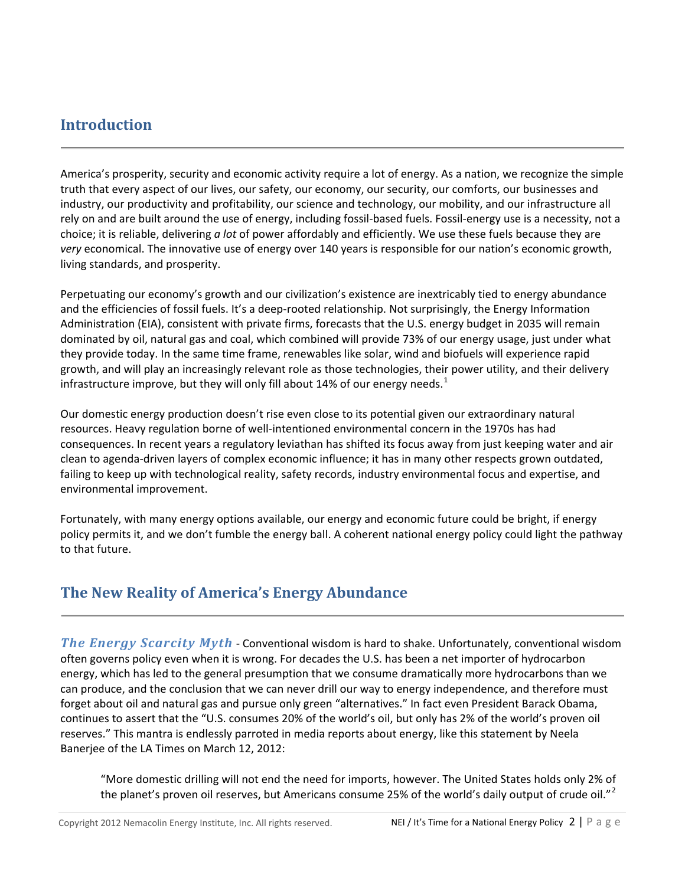## Introduction

America's prosperity, security and economic activity require a lot of energy. As a nation, we recognize the simple truth that every aspect of our lives, our safety, our economy, our security, our comforts, our businesses and industry, our productivity and profitability, our science and technology, our mobility, and our infrastructure all rely on and are built around the use of energy, including fossil-based fuels. Fossil-energy use is a necessity, not a choice; it is reliable, delivering *a lot* of power affordably and efficiently. We use these fuels because they are *very* economical. The innovative use of energy over 140 years is responsible for our nation's economic growth, living standards, and prosperity.

Perpetuating our economy's growth and our civilization's existence are inextricably tied to energy abundance and the efficiencies of fossil fuels. It's a deep-rooted relationship. Not surprisingly, the Energy Information Administration (EIA), consistent with private firms, forecasts that the U.S. energy budget in 2035 will remain dominated by oil, natural gas and coal, which combined will provide 73% of our energy usage, just under what they provide today. In the same time frame, renewables like solar, wind and biofuels will experience rapid growth, and will play an increasingly relevant role as those technologies, their power utility, and their delivery infrastructure improve, but they will only fill about 14% of our energy needs.[1]

Our domestic energy production doesn't rise even close to its potential given our extraordinary natural resources. Heavy regulation borne of well-intentioned environmental concern in the 1970s has had consequences. In recent years a regulatory leviathan has shifted its focus away from just keeping water and air clean to agenda-driven layers of complex economic influence; it has in many other respects grown outdated, failing to keep up with technological reality, safety records, industry environmental focus and expertise, and environmental improvement.

Fortunately, with many energy options available, our energy and economic future could be bright, if energy policy permits it, and we don't fumble the energy ball. A coherent national energy policy could light the pathway to that future.

## The New Reality of America's Energy Abundance

***The Energy Scarcity Myth*** - Conventional wisdom is hard to shake. Unfortunately, conventional wisdom often governs policy even when it is wrong. For decades the U.S. has been a net importer of hydrocarbon energy, which has led to the general presumption that we consume dramatically more hydrocarbons than we can produce, and the conclusion that we can never drill our way to energy independence, and therefore must forget about oil and natural gas and pursue only green "alternatives." In fact even President Barack Obama, continues to assert that the "U.S. consumes 20% of the world's oil, but only has 2% of the world's proven oil reserves." This mantra is endlessly parroted in media reports about energy, like this statement by Neela Banerjee of the LA Times on March 12, 2012:

> "More domestic drilling will not end the need for imports, however. The United States holds only 2% of the planet's proven oil reserves, but Americans consume 25% of the world's daily output of crude oil."[2]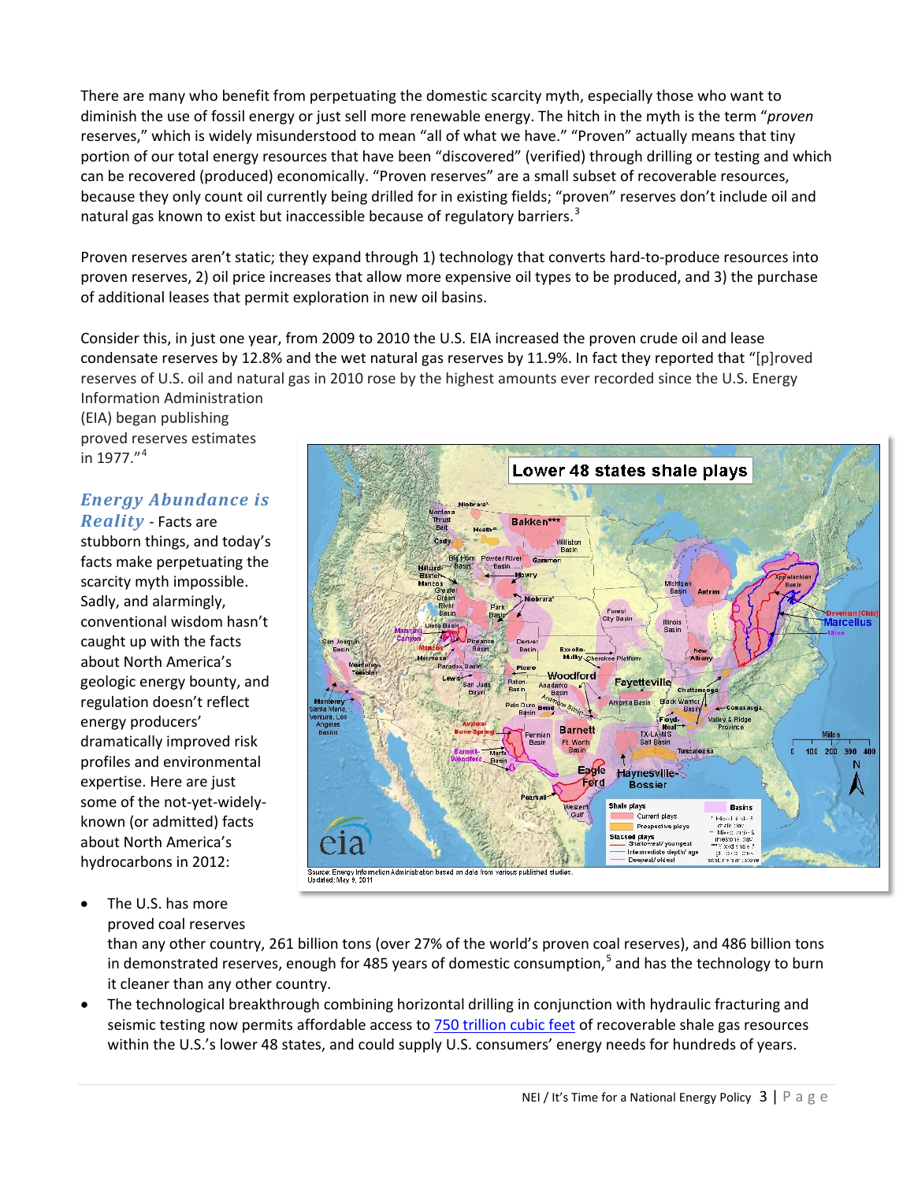There are many who benefit from perpetuating the domestic scarcity myth, especially those who want to diminish the use of fossil energy or just sell more renewable energy. The hitch in the myth is the term "*proven* reserves," which is widely misunderstood to mean "all of what we have." "Proven" actually means that tiny portion of our total energy resources that have been "discovered" (verified) through drilling or testing and which can be recovered (produced) economically. "Proven reserves" are a small subset of recoverable resources, because they only count oil currently being drilled for in existing fields; "proven" reserves don't include oil and natural gas known to exist but inaccessible because of regulatory barriers.[3]

Proven reserves aren't static; they expand through 1) technology that converts hard-to-produce resources into proven reserves, 2) oil price increases that allow more expensive oil types to be produced, and 3) the purchase of additional leases that permit exploration in new oil basins.

Consider this, in just one year, from 2009 to 2010 the U.S. EIA increased the proven crude oil and lease condensate reserves by 12.8% and the wet natural gas reserves by 11.9%. In fact they reported that "[p]roved reserves of U.S. oil and natural gas in 2010 rose by the highest amounts ever recorded since the U.S. Energy Information Administration (EIA) began publishing proved reserves estimates in 1977."[4]

***Energy Abundance is Reality*** - Facts are stubborn things, and today's facts make perpetuating the scarcity myth impossible. Sadly, and alarmingly, conventional wisdom hasn't caught up with the facts about North America's geologic energy bounty, and regulation doesn't reflect energy producers' dramatically improved risk profiles and environmental expertise. Here are just some of the not-yet-widely-known (or admitted) facts about North America's hydrocarbons in 2012:

Lower 48 states shale plays

Source: Energy Information Administration based on data from various published studies.
Updated: May 9, 2011

- The U.S. has more proved coal reserves than any other country, 261 billion tons (over 27% of the world's proven coal reserves), and 486 billion tons in demonstrated reserves, enough for 485 years of domestic consumption,[5] and has the technology to burn it cleaner than any other country.
- The technological breakthrough combining horizontal drilling in conjunction with hydraulic fracturing and seismic testing now permits affordable access to 750 trillion cubic feet of recoverable shale gas resources within the U.S.'s lower 48 states, and could supply U.S. consumers' energy needs for hundreds of years.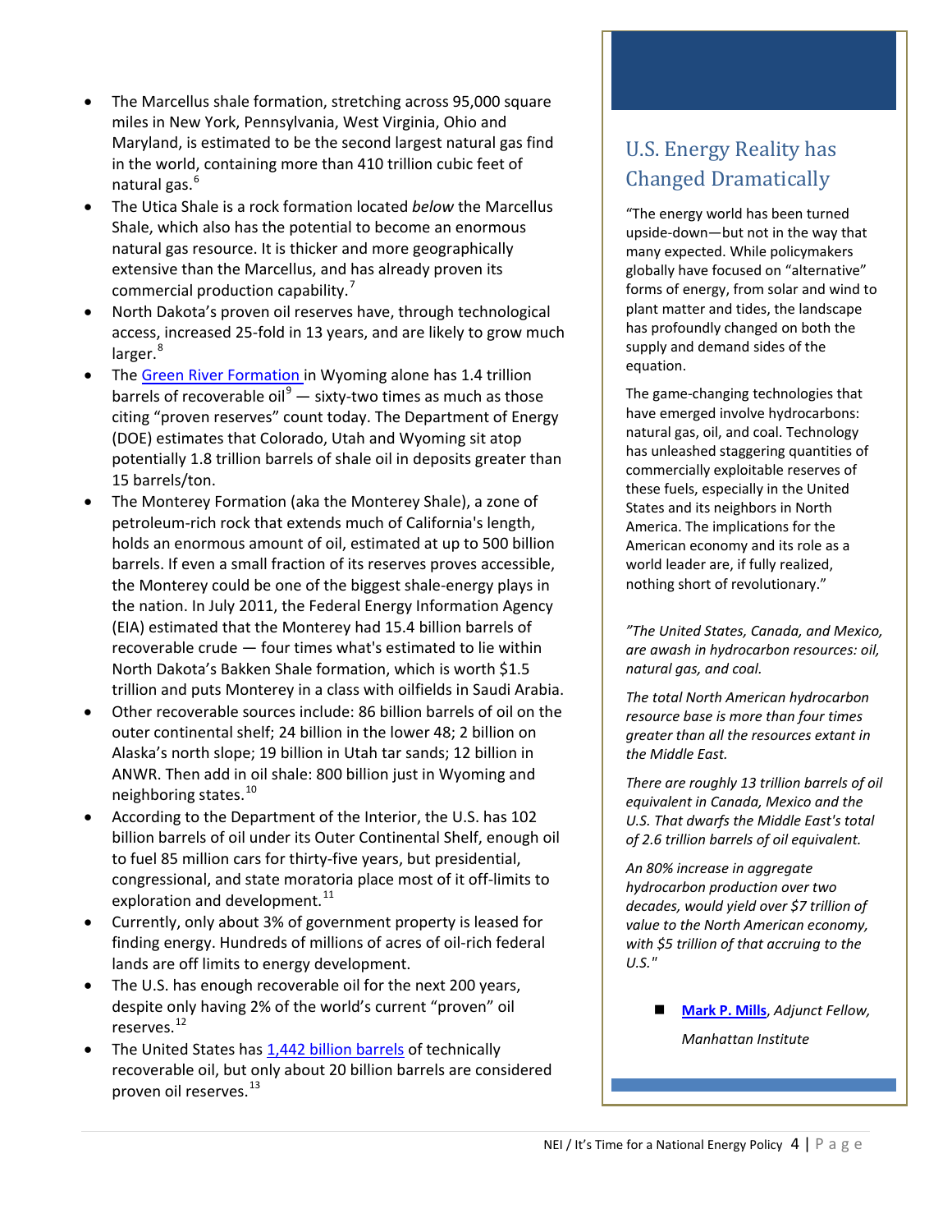- The Marcellus shale formation, stretching across 95,000 square miles in New York, Pennsylvania, West Virginia, Ohio and Maryland, is estimated to be the second largest natural gas find in the world, containing more than 410 trillion cubic feet of natural gas.[6]
- The Utica Shale is a rock formation located *below* the Marcellus Shale, which also has the potential to become an enormous natural gas resource. It is thicker and more geographically extensive than the Marcellus, and has already proven its commercial production capability.[7]
- North Dakota's proven oil reserves have, through technological access, increased 25-fold in 13 years, and are likely to grow much larger.[8]
- The Green River Formation in Wyoming alone has 1.4 trillion barrels of recoverable oil[9] — sixty-two times as much as those citing "proven reserves" count today. The Department of Energy (DOE) estimates that Colorado, Utah and Wyoming sit atop potentially 1.8 trillion barrels of shale oil in deposits greater than 15 barrels/ton.
- The Monterey Formation (aka the Monterey Shale), a zone of petroleum-rich rock that extends much of California's length, holds an enormous amount of oil, estimated at up to 500 billion barrels. If even a small fraction of its reserves proves accessible, the Monterey could be one of the biggest shale-energy plays in the nation. In July 2011, the Federal Energy Information Agency (EIA) estimated that the Monterey had 15.4 billion barrels of recoverable crude — four times what's estimated to lie within North Dakota's Bakken Shale formation, which is worth $1.5 trillion and puts Monterey in a class with oilfields in Saudi Arabia.
- Other recoverable sources include: 86 billion barrels of oil on the outer continental shelf; 24 billion in the lower 48; 2 billion on Alaska's north slope; 19 billion in Utah tar sands; 12 billion in ANWR. Then add in oil shale: 800 billion just in Wyoming and neighboring states.[10]
- According to the Department of the Interior, the U.S. has 102 billion barrels of oil under its Outer Continental Shelf, enough oil to fuel 85 million cars for thirty-five years, but presidential, congressional, and state moratoria place most of it off-limits to exploration and development.[11]
- Currently, only about 3% of government property is leased for finding energy. Hundreds of millions of acres of oil-rich federal lands are off limits to energy development.
- The U.S. has enough recoverable oil for the next 200 years, despite only having 2% of the world's current "proven" oil reserves.[12]
- The United States has 1,442 billion barrels of technically recoverable oil, but only about 20 billion barrels are considered proven oil reserves.[13]

## U.S. Energy Reality has Changed Dramatically

"The energy world has been turned upside-down—but not in the way that many expected. While policymakers globally have focused on "alternative" forms of energy, from solar and wind to plant matter and tides, the landscape has profoundly changed on both the supply and demand sides of the equation.

The game-changing technologies that have emerged involve hydrocarbons: natural gas, oil, and coal. Technology has unleashed staggering quantities of commercially exploitable reserves of these fuels, especially in the United States and its neighbors in North America. The implications for the American economy and its role as a world leader are, if fully realized, nothing short of revolutionary."

*"The United States, Canada, and Mexico, are awash in hydrocarbon resources: oil, natural gas, and coal.*

*The total North American hydrocarbon resource base is more than four times greater than all the resources extant in the Middle East.*

*There are roughly 13 trillion barrels of oil equivalent in Canada, Mexico and the U.S. That dwarfs the Middle East's total of 2.6 trillion barrels of oil equivalent.*

*An 80% increase in aggregate hydrocarbon production over two decades, would yield over $7 trillion of value to the North American economy, with $5 trillion of that accruing to the U.S."*

- **Mark P. Mills**, *Adjunct Fellow, Manhattan Institute*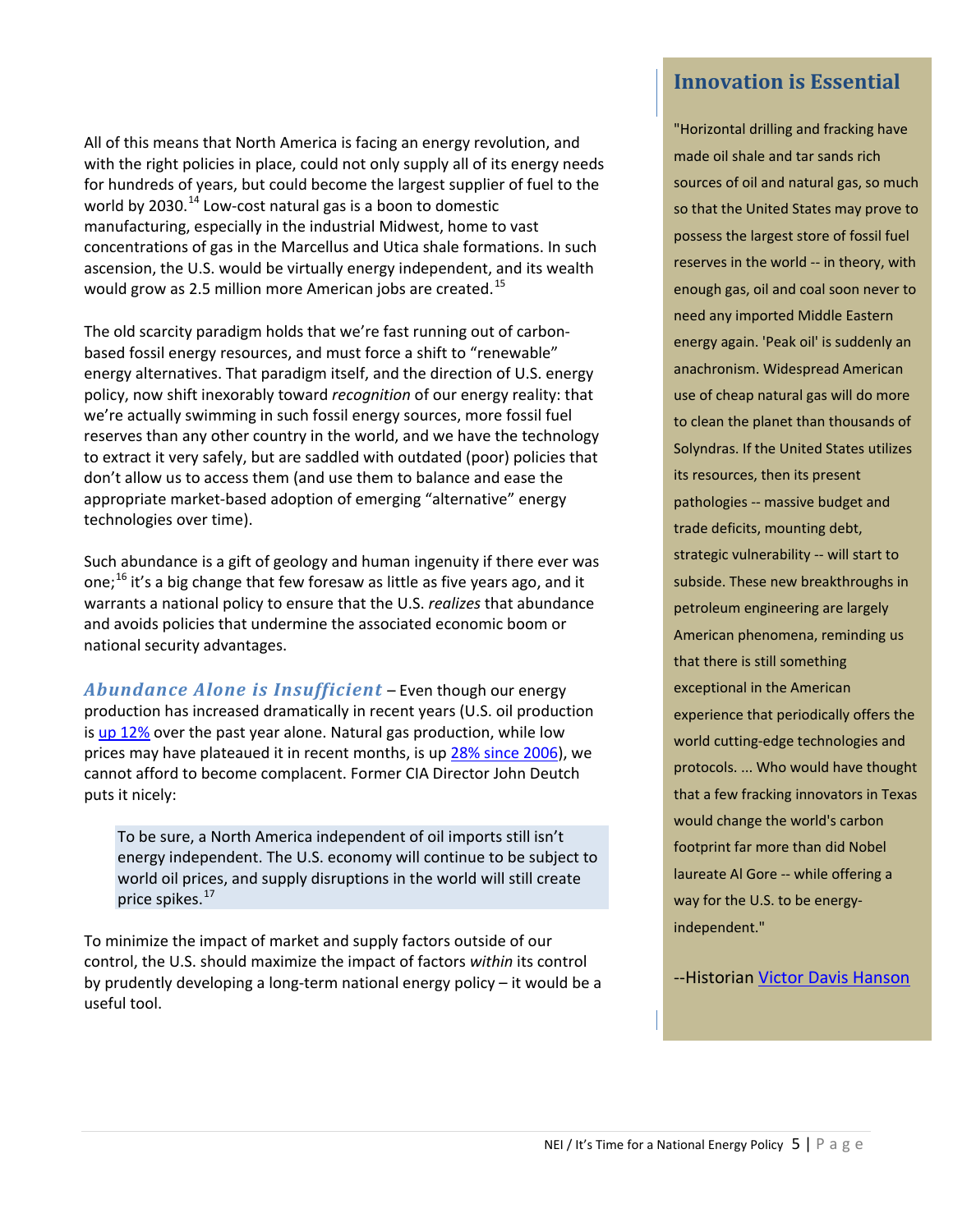All of this means that North America is facing an energy revolution, and with the right policies in place, could not only supply all of its energy needs for hundreds of years, but could become the largest supplier of fuel to the world by 2030.[14] Low-cost natural gas is a boon to domestic manufacturing, especially in the industrial Midwest, home to vast concentrations of gas in the Marcellus and Utica shale formations. In such ascension, the U.S. would be virtually energy independent, and its wealth would grow as 2.5 million more American jobs are created.[15]

The old scarcity paradigm holds that we're fast running out of carbon-based fossil energy resources, and must force a shift to "renewable" energy alternatives. That paradigm itself, and the direction of U.S. energy policy, now shift inexorably toward *recognition* of our energy reality: that we're actually swimming in such fossil energy sources, more fossil fuel reserves than any other country in the world, and we have the technology to extract it very safely, but are saddled with outdated (poor) policies that don't allow us to access them (and use them to balance and ease the appropriate market-based adoption of emerging "alternative" energy technologies over time).

Such abundance is a gift of geology and human ingenuity if there ever was one;[16] it's a big change that few foresaw as little as five years ago, and it warrants a national policy to ensure that the U.S. *realizes* that abundance and avoids policies that undermine the associated economic boom or national security advantages.

***Abundance Alone is Insufficient*** – Even though our energy production has increased dramatically in recent years (U.S. oil production is up 12% over the past year alone. Natural gas production, while low prices may have plateaued it in recent months, is up 28% since 2006), we cannot afford to become complacent. Former CIA Director John Deutch puts it nicely:

> To be sure, a North America independent of oil imports still isn't energy independent. The U.S. economy will continue to be subject to world oil prices, and supply disruptions in the world will still create price spikes.[17]

To minimize the impact of market and supply factors outside of our control, the U.S. should maximize the impact of factors *within* its control by prudently developing a long-term national energy policy – it would be a useful tool.

## Innovation is Essential

"Horizontal drilling and fracking have made oil shale and tar sands rich sources of oil and natural gas, so much so that the United States may prove to possess the largest store of fossil fuel reserves in the world -- in theory, with enough gas, oil and coal soon never to need any imported Middle Eastern energy again. 'Peak oil' is suddenly an anachronism. Widespread American use of cheap natural gas will do more to clean the planet than thousands of Solyndras. If the United States utilizes its resources, then its present pathologies -- massive budget and trade deficits, mounting debt, strategic vulnerability -- will start to subside. These new breakthroughs in petroleum engineering are largely American phenomena, reminding us that there is still something exceptional in the American experience that periodically offers the world cutting-edge technologies and protocols. ... Who would have thought that a few fracking innovators in Texas would change the world's carbon footprint far more than did Nobel laureate Al Gore -- while offering a way for the U.S. to be energy-independent."

--Historian Victor Davis Hanson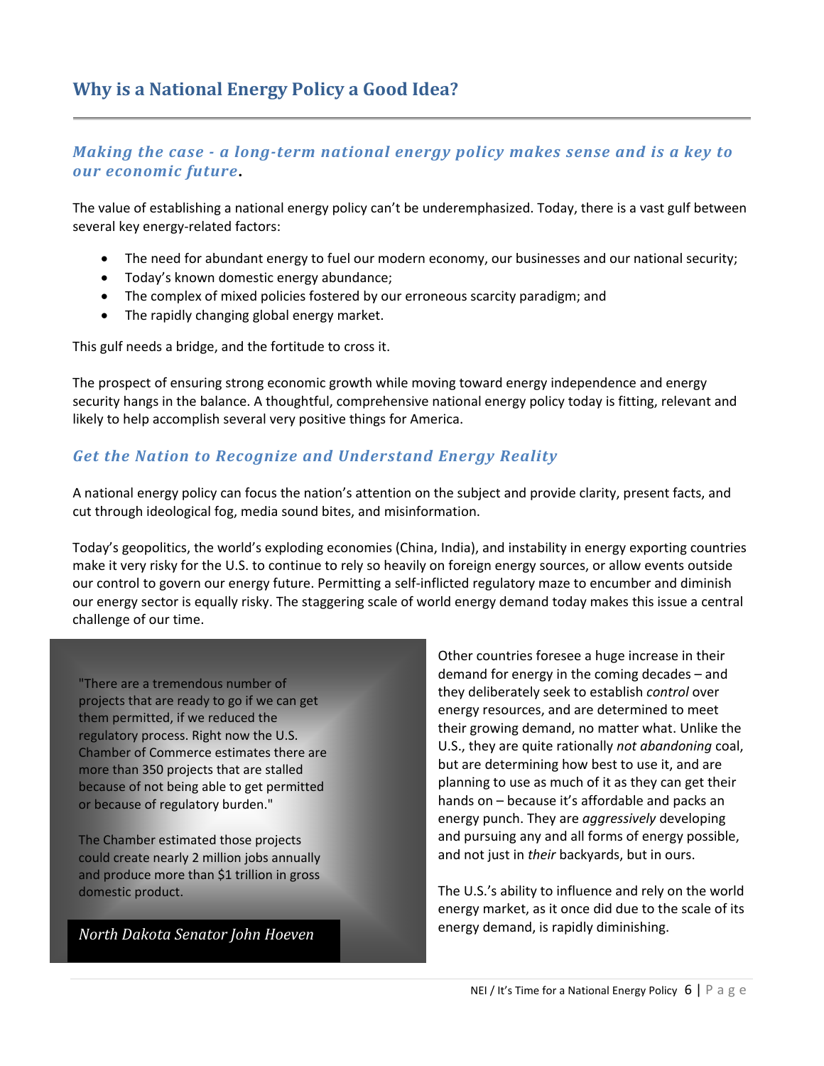## Why is a National Energy Policy a Good Idea?

### *Making the case - a long-term national energy policy makes sense and is a key to our economic future.*

The value of establishing a national energy policy can't be underemphasized. Today, there is a vast gulf between several key energy-related factors:

- The need for abundant energy to fuel our modern economy, our businesses and our national security;
- Today's known domestic energy abundance;
- The complex of mixed policies fostered by our erroneous scarcity paradigm; and
- The rapidly changing global energy market.

This gulf needs a bridge, and the fortitude to cross it.

The prospect of ensuring strong economic growth while moving toward energy independence and energy security hangs in the balance. A thoughtful, comprehensive national energy policy today is fitting, relevant and likely to help accomplish several very positive things for America.

### *Get the Nation to Recognize and Understand Energy Reality*

A national energy policy can focus the nation's attention on the subject and provide clarity, present facts, and cut through ideological fog, media sound bites, and misinformation.

Today's geopolitics, the world's exploding economies (China, India), and instability in energy exporting countries make it very risky for the U.S. to continue to rely so heavily on foreign energy sources, or allow events outside our control to govern our energy future. Permitting a self-inflicted regulatory maze to encumber and diminish our energy sector is equally risky. The staggering scale of world energy demand today makes this issue a central challenge of our time.

> "There are a tremendous number of projects that are ready to go if we can get them permitted, if we reduced the regulatory process. Right now the U.S. Chamber of Commerce estimates there are more than 350 projects that are stalled because of not being able to get permitted or because of regulatory burden."
>
> The Chamber estimated those projects could create nearly 2 million jobs annually and produce more than $1 trillion in gross domestic product.
>
> *North Dakota Senator John Hoeven*

Other countries foresee a huge increase in their demand for energy in the coming decades – and they deliberately seek to establish *control* over energy resources, and are determined to meet their growing demand, no matter what. Unlike the U.S., they are quite rationally *not abandoning* coal, but are determining how best to use it, and are planning to use as much of it as they can get their hands on – because it's affordable and packs an energy punch. They are *aggressively* developing and pursuing any and all forms of energy possible, and not just in *their* backyards, but in ours.

The U.S.'s ability to influence and rely on the world energy market, as it once did due to the scale of its energy demand, is rapidly diminishing.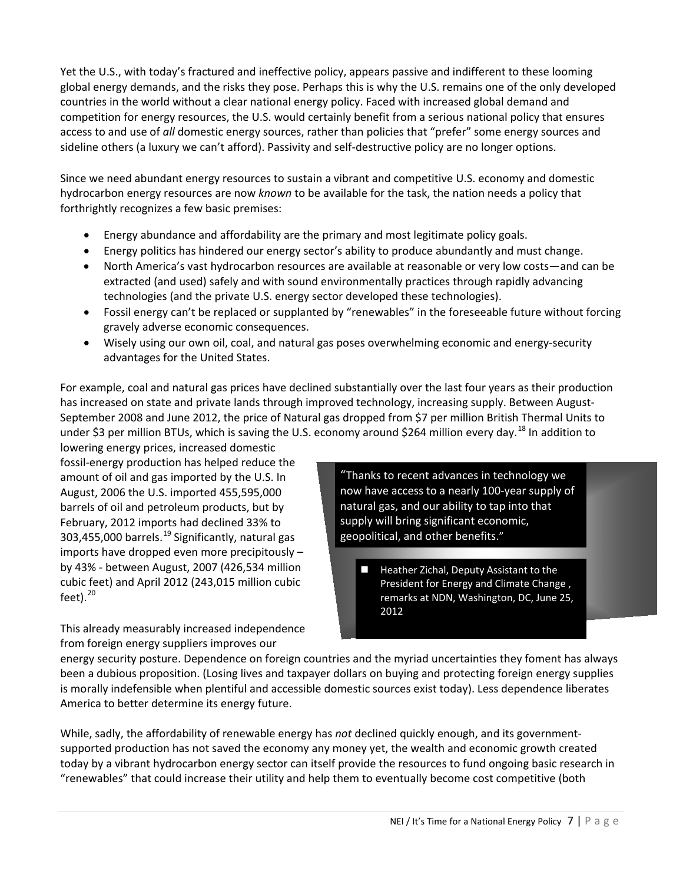Yet the U.S., with today's fractured and ineffective policy, appears passive and indifferent to these looming global energy demands, and the risks they pose. Perhaps this is why the U.S. remains one of the only developed countries in the world without a clear national energy policy. Faced with increased global demand and competition for energy resources, the U.S. would certainly benefit from a serious national policy that ensures access to and use of *all* domestic energy sources, rather than policies that "prefer" some energy sources and sideline others (a luxury we can't afford). Passivity and self-destructive policy are no longer options.

Since we need abundant energy resources to sustain a vibrant and competitive U.S. economy and domestic hydrocarbon energy resources are now *known* to be available for the task, the nation needs a policy that forthrightly recognizes a few basic premises:

- Energy abundance and affordability are the primary and most legitimate policy goals.
- Energy politics has hindered our energy sector's ability to produce abundantly and must change.
- North America's vast hydrocarbon resources are available at reasonable or very low costs—and can be extracted (and used) safely and with sound environmentally practices through rapidly advancing technologies (and the private U.S. energy sector developed these technologies).
- Fossil energy can't be replaced or supplanted by "renewables" in the foreseeable future without forcing gravely adverse economic consequences.
- Wisely using our own oil, coal, and natural gas poses overwhelming economic and energy-security advantages for the United States.

For example, coal and natural gas prices have declined substantially over the last four years as their production has increased on state and private lands through improved technology, increasing supply. Between August-September 2008 and June 2012, the price of Natural gas dropped from $7 per million British Thermal Units to under $3 per million BTUs, which is saving the U.S. economy around $264 million every day.[18] In addition to lowering energy prices, increased domestic fossil-energy production has helped reduce the amount of oil and gas imported by the U.S. In August, 2006 the U.S. imported 455,595,000 barrels of oil and petroleum products, but by February, 2012 imports had declined 33% to 303,455,000 barrels.[19] Significantly, natural gas imports have dropped even more precipitously – by 43% - between August, 2007 (426,534 million cubic feet) and April 2012 (243,015 million cubic feet).[20]

> "Thanks to recent advances in technology we now have access to a nearly 100-year supply of natural gas, and our ability to tap into that supply will bring significant economic, geopolitical, and other benefits."
>
> - Heather Zichal, Deputy Assistant to the President for Energy and Climate Change , remarks at NDN, Washington, DC, June 25, 2012

This already measurably increased independence from foreign energy suppliers improves our energy security posture. Dependence on foreign countries and the myriad uncertainties they foment has always been a dubious proposition. (Losing lives and taxpayer dollars on buying and protecting foreign energy supplies is morally indefensible when plentiful and accessible domestic sources exist today). Less dependence liberates America to better determine its energy future.

While, sadly, the affordability of renewable energy has *not* declined quickly enough, and its government-supported production has not saved the economy any money yet, the wealth and economic growth created today by a vibrant hydrocarbon energy sector can itself provide the resources to fund ongoing basic research in "renewables" that could increase their utility and help them to eventually become cost competitive (both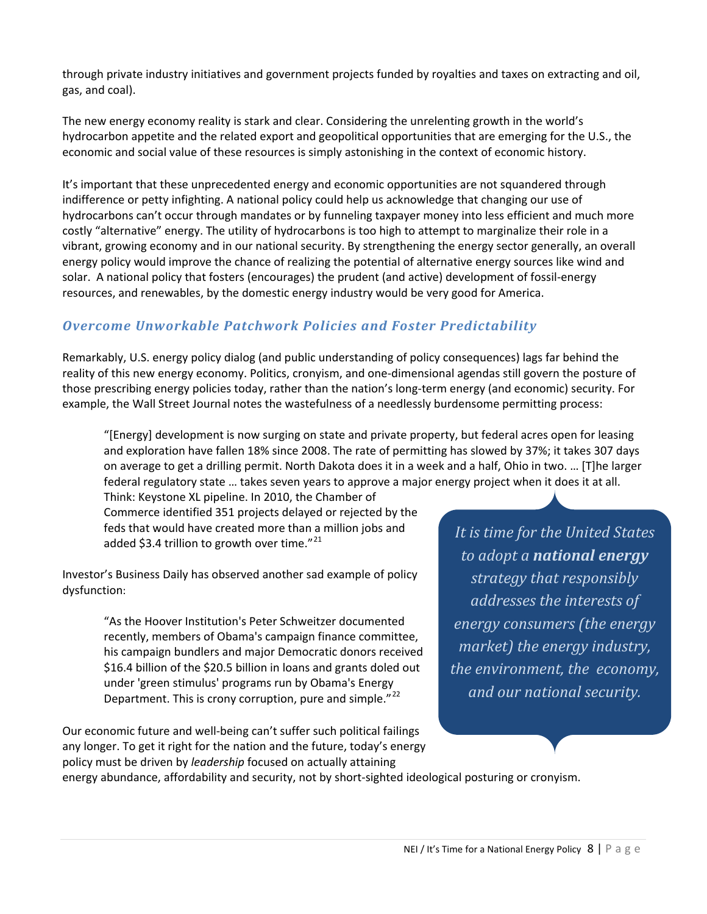through private industry initiatives and government projects funded by royalties and taxes on extracting and oil, gas, and coal).

The new energy economy reality is stark and clear. Considering the unrelenting growth in the world's hydrocarbon appetite and the related export and geopolitical opportunities that are emerging for the U.S., the economic and social value of these resources is simply astonishing in the context of economic history.

It's important that these unprecedented energy and economic opportunities are not squandered through indifference or petty infighting. A national policy could help us acknowledge that changing our use of hydrocarbons can't occur through mandates or by funneling taxpayer money into less efficient and much more costly "alternative" energy. The utility of hydrocarbons is too high to attempt to marginalize their role in a vibrant, growing economy and in our national security. By strengthening the energy sector generally, an overall energy policy would improve the chance of realizing the potential of alternative energy sources like wind and solar. A national policy that fosters (encourages) the prudent (and active) development of fossil-energy resources, and renewables, by the domestic energy industry would be very good for America.

## *Overcome Unworkable Patchwork Policies and Foster Predictability*

Remarkably, U.S. energy policy dialog (and public understanding of policy consequences) lags far behind the reality of this new energy economy. Politics, cronyism, and one-dimensional agendas still govern the posture of those prescribing energy policies today, rather than the nation's long-term energy (and economic) security. For example, the Wall Street Journal notes the wastefulness of a needlessly burdensome permitting process:

> "[Energy] development is now surging on state and private property, but federal acres open for leasing and exploration have fallen 18% since 2008. The rate of permitting has slowed by 37%; it takes 307 days on average to get a drilling permit. North Dakota does it in a week and a half, Ohio in two. … [T]he larger federal regulatory state … takes seven years to approve a major energy project when it does it at all. Think: Keystone XL pipeline. In 2010, the Chamber of Commerce identified 351 projects delayed or rejected by the feds that would have created more than a million jobs and added $3.4 trillion to growth over time."[21]

*It is time for the United States to adopt a **national energy** strategy that responsibly addresses the interests of energy consumers (the energy market) the energy industry, the environment, the economy, and our national security.*

Investor's Business Daily has observed another sad example of policy dysfunction:

> "As the Hoover Institution's Peter Schweitzer documented recently, members of Obama's campaign finance committee, his campaign bundlers and major Democratic donors received $16.4 billion of the $20.5 billion in loans and grants doled out under 'green stimulus' programs run by Obama's Energy Department. This is crony corruption, pure and simple."[22]

Our economic future and well-being can't suffer such political failings any longer. To get it right for the nation and the future, today's energy policy must be driven by *leadership* focused on actually attaining energy abundance, affordability and security, not by short-sighted ideological posturing or cronyism.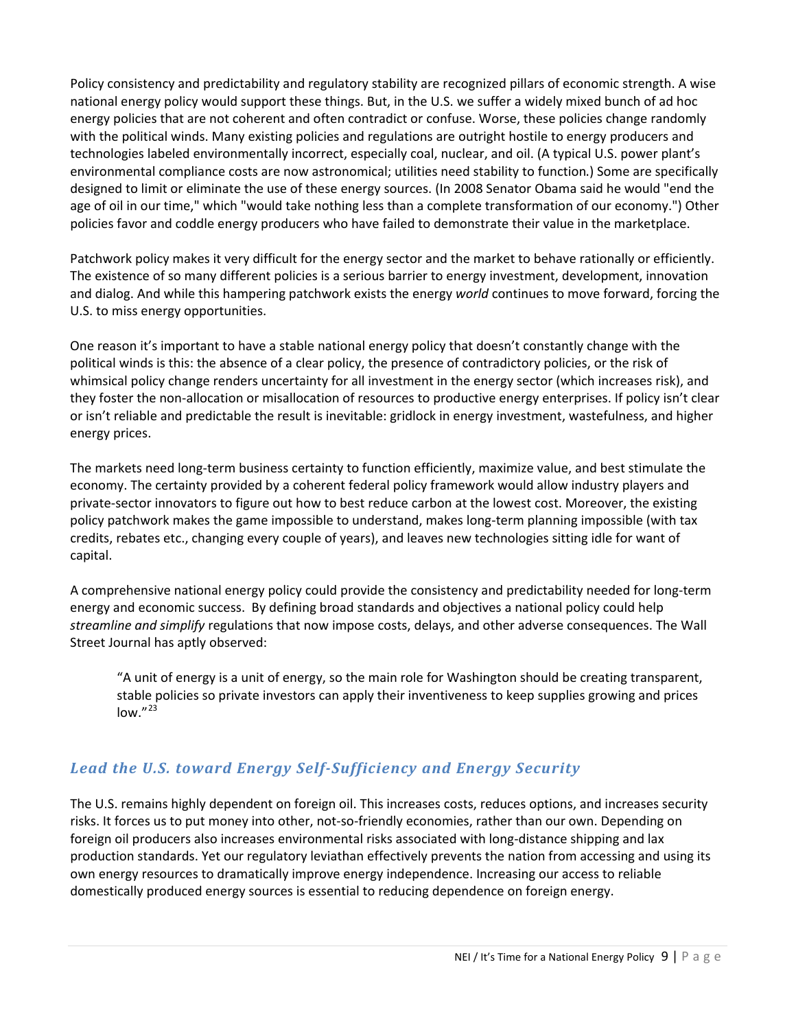Policy consistency and predictability and regulatory stability are recognized pillars of economic strength. A wise national energy policy would support these things. But, in the U.S. we suffer a widely mixed bunch of ad hoc energy policies that are not coherent and often contradict or confuse. Worse, these policies change randomly with the political winds. Many existing policies and regulations are outright hostile to energy producers and technologies labeled environmentally incorrect, especially coal, nuclear, and oil. (A typical U.S. power plant's environmental compliance costs are now astronomical; utilities need stability to function.) Some are specifically designed to limit or eliminate the use of these energy sources. (In 2008 Senator Obama said he would "end the age of oil in our time," which "would take nothing less than a complete transformation of our economy.") Other policies favor and coddle energy producers who have failed to demonstrate their value in the marketplace.

Patchwork policy makes it very difficult for the energy sector and the market to behave rationally or efficiently. The existence of so many different policies is a serious barrier to energy investment, development, innovation and dialog. And while this hampering patchwork exists the energy *world* continues to move forward, forcing the U.S. to miss energy opportunities.

One reason it's important to have a stable national energy policy that doesn't constantly change with the political winds is this: the absence of a clear policy, the presence of contradictory policies, or the risk of whimsical policy change renders uncertainty for all investment in the energy sector (which increases risk), and they foster the non-allocation or misallocation of resources to productive energy enterprises. If policy isn't clear or isn't reliable and predictable the result is inevitable: gridlock in energy investment, wastefulness, and higher energy prices.

The markets need long-term business certainty to function efficiently, maximize value, and best stimulate the economy. The certainty provided by a coherent federal policy framework would allow industry players and private-sector innovators to figure out how to best reduce carbon at the lowest cost. Moreover, the existing policy patchwork makes the game impossible to understand, makes long-term planning impossible (with tax credits, rebates etc., changing every couple of years), and leaves new technologies sitting idle for want of capital.

A comprehensive national energy policy could provide the consistency and predictability needed for long-term energy and economic success. By defining broad standards and objectives a national policy could help *streamline and simplify* regulations that now impose costs, delays, and other adverse consequences. The Wall Street Journal has aptly observed:

> "A unit of energy is a unit of energy, so the main role for Washington should be creating transparent, stable policies so private investors can apply their inventiveness to keep supplies growing and prices low."[23]

## *Lead the U.S. toward Energy Self-Sufficiency and Energy Security*

The U.S. remains highly dependent on foreign oil. This increases costs, reduces options, and increases security risks. It forces us to put money into other, not-so-friendly economies, rather than our own. Depending on foreign oil producers also increases environmental risks associated with long-distance shipping and lax production standards. Yet our regulatory leviathan effectively prevents the nation from accessing and using its own energy resources to dramatically improve energy independence. Increasing our access to reliable domestically produced energy sources is essential to reducing dependence on foreign energy.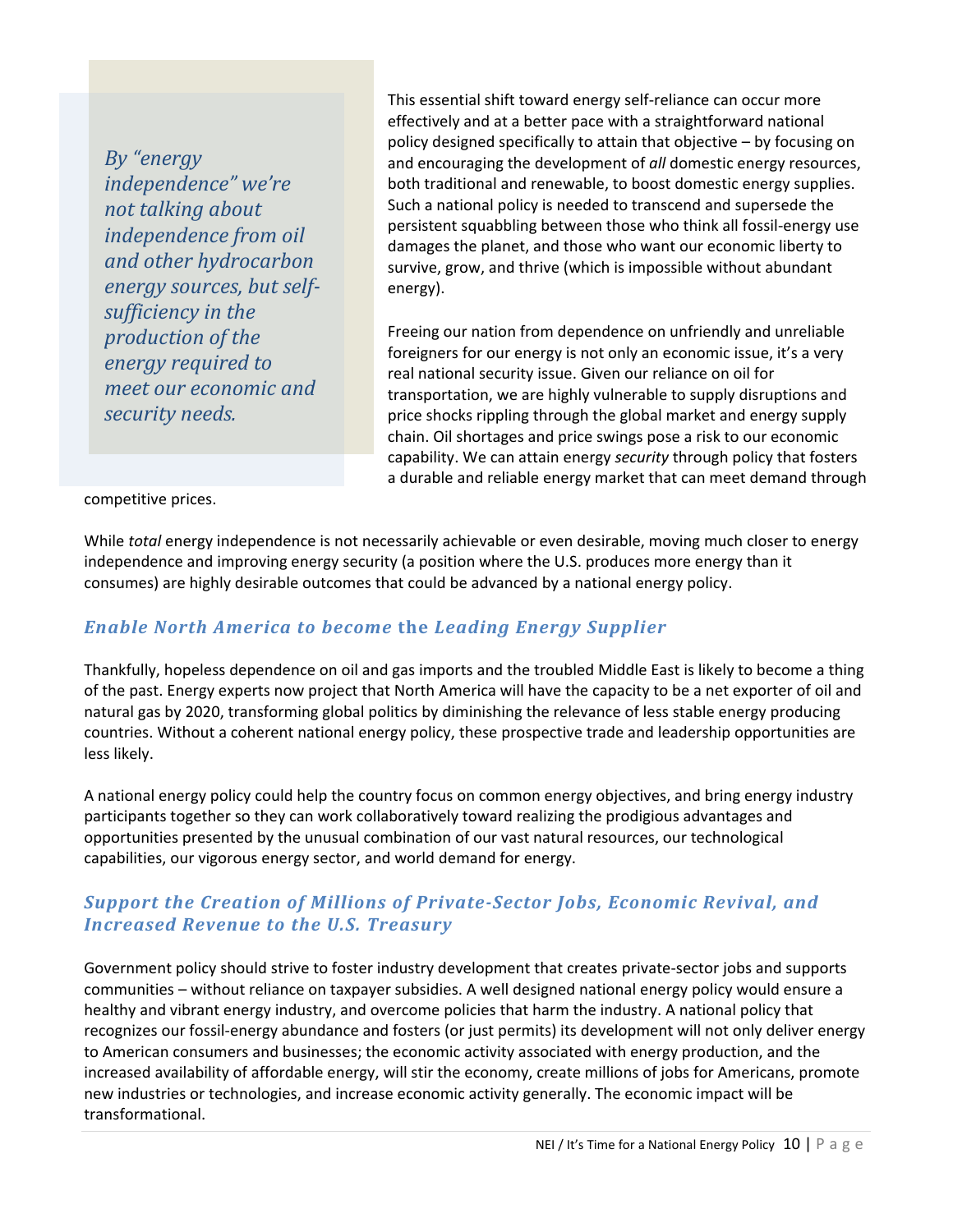*By "energy independence" we're not talking about independence from oil and other hydrocarbon energy sources, but self-sufficiency in the production of the energy required to meet our economic and security needs.*

This essential shift toward energy self-reliance can occur more effectively and at a better pace with a straightforward national policy designed specifically to attain that objective – by focusing on and encouraging the development of *all* domestic energy resources, both traditional and renewable, to boost domestic energy supplies. Such a national policy is needed to transcend and supersede the persistent squabbling between those who think all fossil-energy use damages the planet, and those who want our economic liberty to survive, grow, and thrive (which is impossible without abundant energy).

Freeing our nation from dependence on unfriendly and unreliable foreigners for our energy is not only an economic issue, it's a very real national security issue. Given our reliance on oil for transportation, we are highly vulnerable to supply disruptions and price shocks rippling through the global market and energy supply chain. Oil shortages and price swings pose a risk to our economic capability. We can attain energy *security* through policy that fosters a durable and reliable energy market that can meet demand through competitive prices.

While *total* energy independence is not necessarily achievable or even desirable, moving much closer to energy independence and improving energy security (a position where the U.S. produces more energy than it consumes) are highly desirable outcomes that could be advanced by a national energy policy.

## *Enable North America to become* the *Leading Energy Supplier*

Thankfully, hopeless dependence on oil and gas imports and the troubled Middle East is likely to become a thing of the past. Energy experts now project that North America will have the capacity to be a net exporter of oil and natural gas by 2020, transforming global politics by diminishing the relevance of less stable energy producing countries. Without a coherent national energy policy, these prospective trade and leadership opportunities are less likely.

A national energy policy could help the country focus on common energy objectives, and bring energy industry participants together so they can work collaboratively toward realizing the prodigious advantages and opportunities presented by the unusual combination of our vast natural resources, our technological capabilities, our vigorous energy sector, and world demand for energy.

## *Support the Creation of Millions of Private-Sector Jobs, Economic Revival, and Increased Revenue to the U.S. Treasury*

Government policy should strive to foster industry development that creates private-sector jobs and supports communities – without reliance on taxpayer subsidies. A well designed national energy policy would ensure a healthy and vibrant energy industry, and overcome policies that harm the industry. A national policy that recognizes our fossil-energy abundance and fosters (or just permits) its development will not only deliver energy to American consumers and businesses; the economic activity associated with energy production, and the increased availability of affordable energy, will stir the economy, create millions of jobs for Americans, promote new industries or technologies, and increase economic activity generally. The economic impact will be transformational.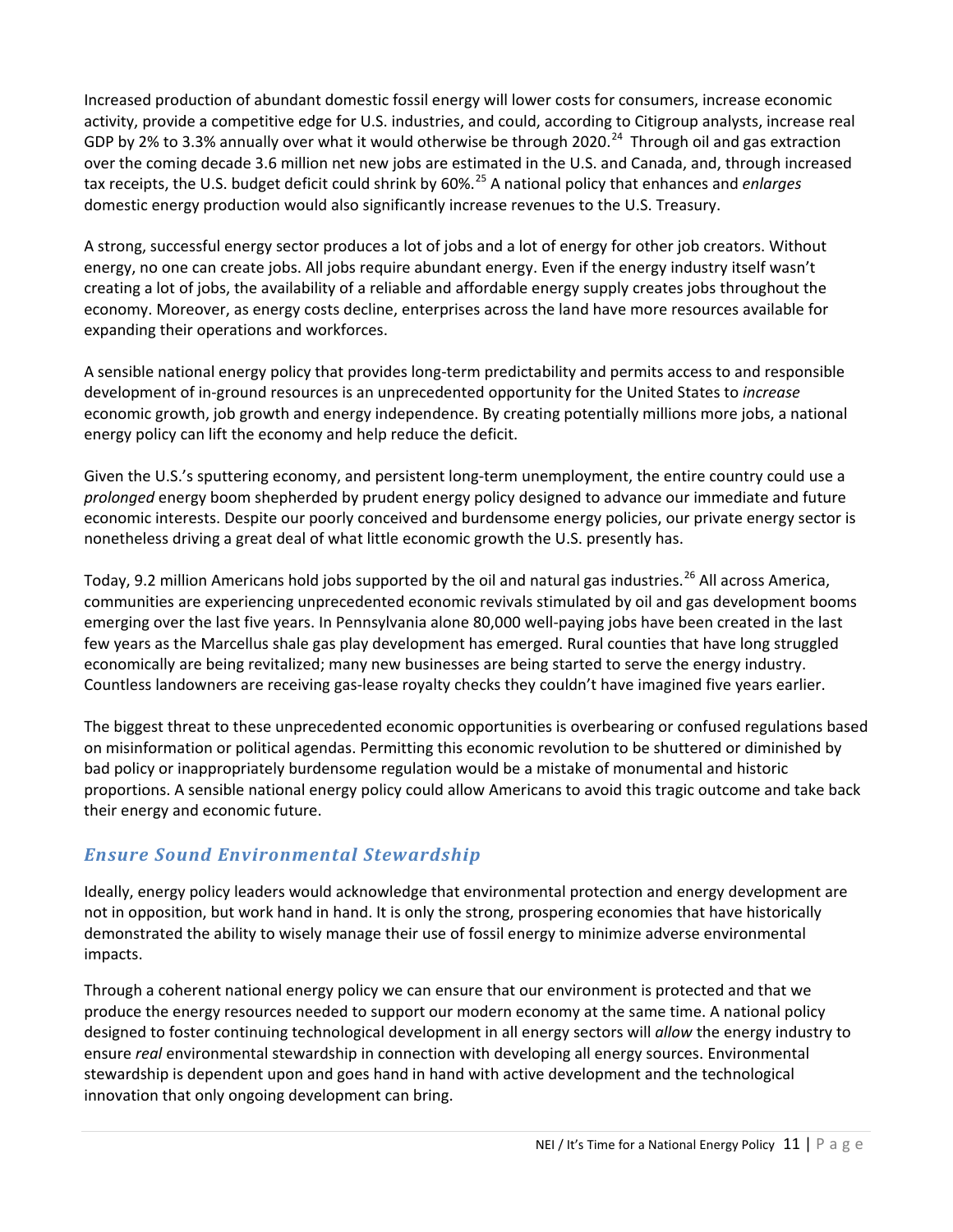Increased production of abundant domestic fossil energy will lower costs for consumers, increase economic activity, provide a competitive edge for U.S. industries, and could, according to Citigroup analysts, increase real GDP by 2% to 3.3% annually over what it would otherwise be through 2020.[24] Through oil and gas extraction over the coming decade 3.6 million net new jobs are estimated in the U.S. and Canada, and, through increased tax receipts, the U.S. budget deficit could shrink by 60%.[25] A national policy that enhances and *enlarges* domestic energy production would also significantly increase revenues to the U.S. Treasury.

A strong, successful energy sector produces a lot of jobs and a lot of energy for other job creators. Without energy, no one can create jobs. All jobs require abundant energy. Even if the energy industry itself wasn't creating a lot of jobs, the availability of a reliable and affordable energy supply creates jobs throughout the economy. Moreover, as energy costs decline, enterprises across the land have more resources available for expanding their operations and workforces.

A sensible national energy policy that provides long-term predictability and permits access to and responsible development of in-ground resources is an unprecedented opportunity for the United States to *increase* economic growth, job growth and energy independence. By creating potentially millions more jobs, a national energy policy can lift the economy and help reduce the deficit.

Given the U.S.'s sputtering economy, and persistent long-term unemployment, the entire country could use a *prolonged* energy boom shepherded by prudent energy policy designed to advance our immediate and future economic interests. Despite our poorly conceived and burdensome energy policies, our private energy sector is nonetheless driving a great deal of what little economic growth the U.S. presently has.

Today, 9.2 million Americans hold jobs supported by the oil and natural gas industries.[26] All across America, communities are experiencing unprecedented economic revivals stimulated by oil and gas development booms emerging over the last five years. In Pennsylvania alone 80,000 well-paying jobs have been created in the last few years as the Marcellus shale gas play development has emerged. Rural counties that have long struggled economically are being revitalized; many new businesses are being started to serve the energy industry. Countless landowners are receiving gas-lease royalty checks they couldn't have imagined five years earlier.

The biggest threat to these unprecedented economic opportunities is overbearing or confused regulations based on misinformation or political agendas. Permitting this economic revolution to be shuttered or diminished by bad policy or inappropriately burdensome regulation would be a mistake of monumental and historic proportions. A sensible national energy policy could allow Americans to avoid this tragic outcome and take back their energy and economic future.

### *Ensure Sound Environmental Stewardship*

Ideally, energy policy leaders would acknowledge that environmental protection and energy development are not in opposition, but work hand in hand. It is only the strong, prospering economies that have historically demonstrated the ability to wisely manage their use of fossil energy to minimize adverse environmental impacts.

Through a coherent national energy policy we can ensure that our environment is protected and that we produce the energy resources needed to support our modern economy at the same time. A national policy designed to foster continuing technological development in all energy sectors will *allow* the energy industry to ensure *real* environmental stewardship in connection with developing all energy sources. Environmental stewardship is dependent upon and goes hand in hand with active development and the technological innovation that only ongoing development can bring.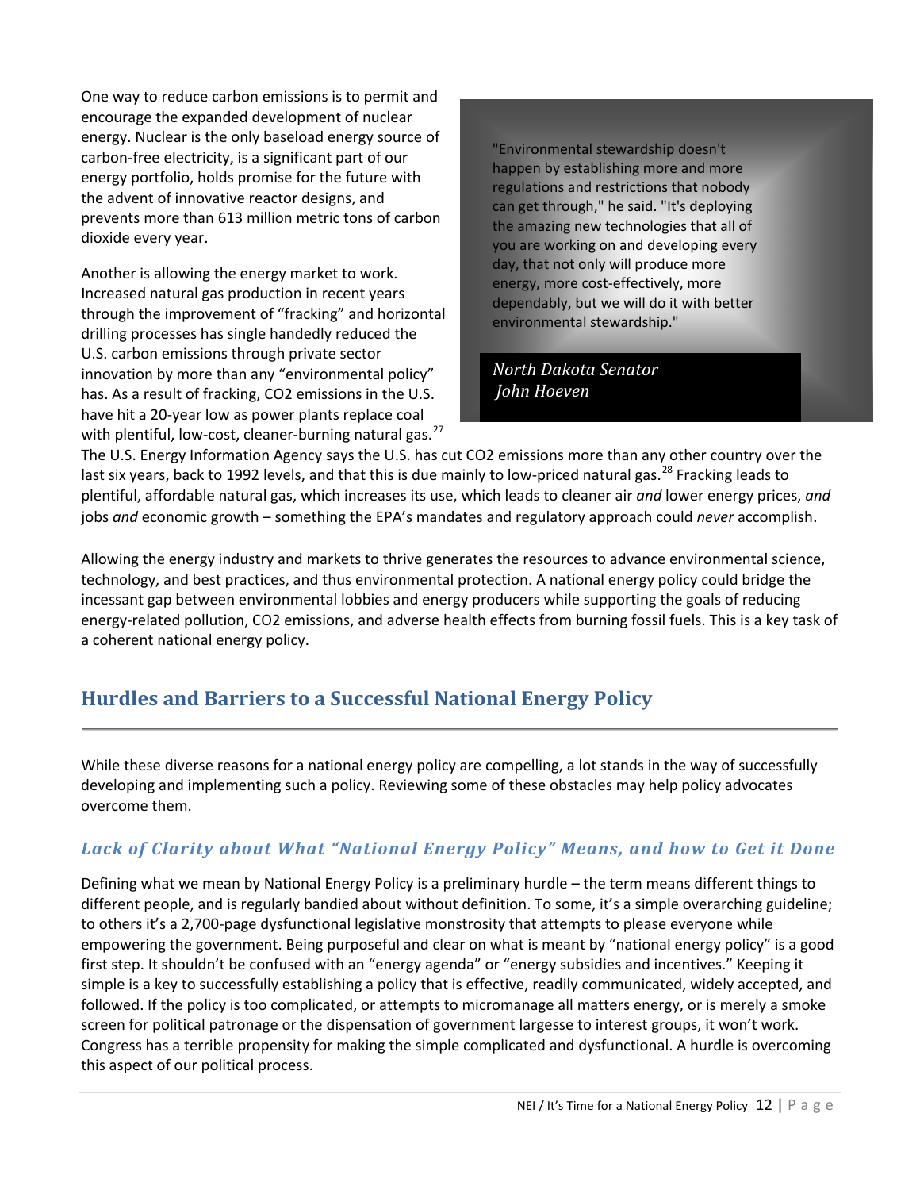One way to reduce carbon emissions is to permit and encourage the expanded development of nuclear energy. Nuclear is the only baseload energy source of carbon-free electricity, is a significant part of our energy portfolio, holds promise for the future with the advent of innovative reactor designs, and prevents more than 613 million metric tons of carbon dioxide every year.

Another is allowing the energy market to work. Increased natural gas production in recent years through the improvement of "fracking" and horizontal drilling processes has single handedly reduced the U.S. carbon emissions through private sector innovation by more than any "environmental policy" has. As a result of fracking, CO2 emissions in the U.S. have hit a 20-year low as power plants replace coal with plentiful, low-cost, cleaner-burning natural gas.[27] The U.S. Energy Information Agency says the U.S. has cut CO2 emissions more than any other country over the last six years, back to 1992 levels, and that this is due mainly to low-priced natural gas.[28] Fracking leads to plentiful, affordable natural gas, which increases its use, which leads to cleaner air *and* lower energy prices, *and* jobs *and* economic growth – something the EPA's mandates and regulatory approach could *never* accomplish.

> "Environmental stewardship doesn't happen by establishing more and more regulations and restrictions that nobody can get through," he said. "It's deploying the amazing new technologies that all of you are working on and developing every day, that not only will produce more energy, more cost-effectively, more dependably, but we will do it with better environmental stewardship."
>
> *North Dakota Senator John Hoeven*

Allowing the energy industry and markets to thrive generates the resources to advance environmental science, technology, and best practices, and thus environmental protection. A national energy policy could bridge the incessant gap between environmental lobbies and energy producers while supporting the goals of reducing energy-related pollution, CO2 emissions, and adverse health effects from burning fossil fuels. This is a key task of a coherent national energy policy.

## Hurdles and Barriers to a Successful National Energy Policy

While these diverse reasons for a national energy policy are compelling, a lot stands in the way of successfully developing and implementing such a policy. Reviewing some of these obstacles may help policy advocates overcome them.

### *Lack of Clarity about What "National Energy Policy" Means, and how to Get it Done*

Defining what we mean by National Energy Policy is a preliminary hurdle – the term means different things to different people, and is regularly bandied about without definition. To some, it's a simple overarching guideline; to others it's a 2,700-page dysfunctional legislative monstrosity that attempts to please everyone while empowering the government. Being purposeful and clear on what is meant by "national energy policy" is a good first step. It shouldn't be confused with an "energy agenda" or "energy subsidies and incentives." Keeping it simple is a key to successfully establishing a policy that is effective, readily communicated, widely accepted, and followed. If the policy is too complicated, or attempts to micromanage all matters energy, or is merely a smoke screen for political patronage or the dispensation of government largesse to interest groups, it won't work. Congress has a terrible propensity for making the simple complicated and dysfunctional. A hurdle is overcoming this aspect of our political process.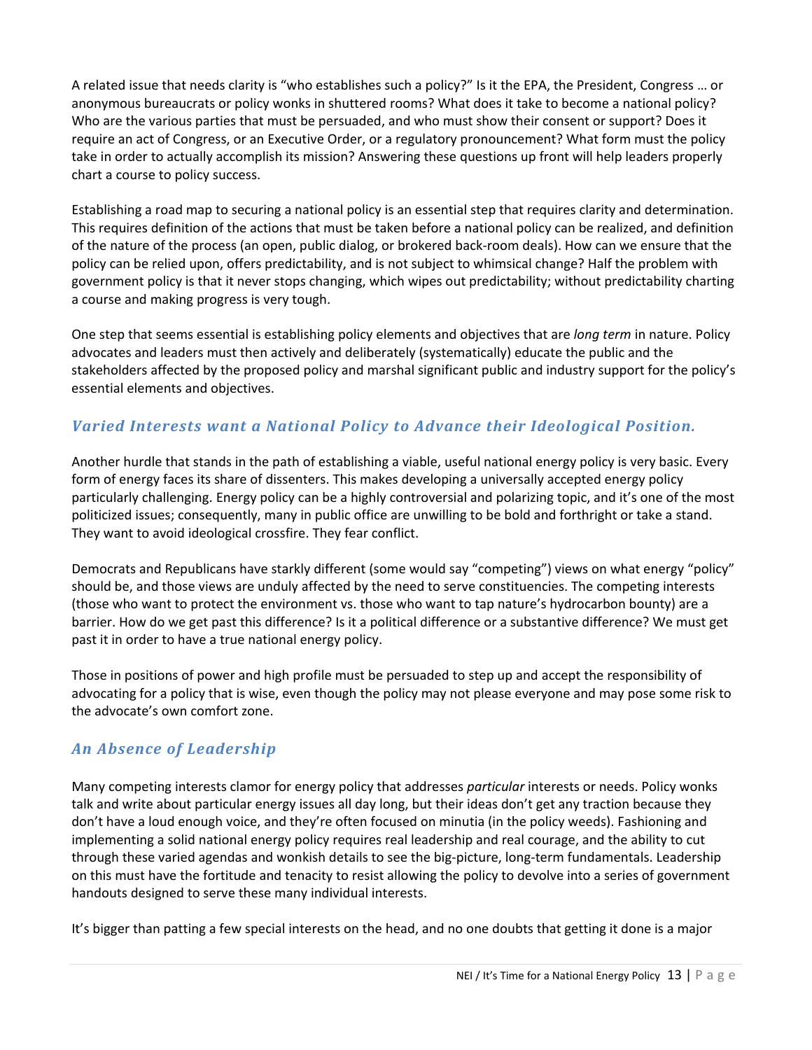A related issue that needs clarity is "who establishes such a policy?" Is it the EPA, the President, Congress … or anonymous bureaucrats or policy wonks in shuttered rooms? What does it take to become a national policy? Who are the various parties that must be persuaded, and who must show their consent or support? Does it require an act of Congress, or an Executive Order, or a regulatory pronouncement? What form must the policy take in order to actually accomplish its mission? Answering these questions up front will help leaders properly chart a course to policy success.

Establishing a road map to securing a national policy is an essential step that requires clarity and determination. This requires definition of the actions that must be taken before a national policy can be realized, and definition of the nature of the process (an open, public dialog, or brokered back-room deals). How can we ensure that the policy can be relied upon, offers predictability, and is not subject to whimsical change? Half the problem with government policy is that it never stops changing, which wipes out predictability; without predictability charting a course and making progress is very tough.

One step that seems essential is establishing policy elements and objectives that are *long term* in nature. Policy advocates and leaders must then actively and deliberately (systematically) educate the public and the stakeholders affected by the proposed policy and marshal significant public and industry support for the policy's essential elements and objectives.

## *Varied Interests want a National Policy to Advance their Ideological Position.*

Another hurdle that stands in the path of establishing a viable, useful national energy policy is very basic. Every form of energy faces its share of dissenters. This makes developing a universally accepted energy policy particularly challenging. Energy policy can be a highly controversial and polarizing topic, and it's one of the most politicized issues; consequently, many in public office are unwilling to be bold and forthright or take a stand. They want to avoid ideological crossfire. They fear conflict.

Democrats and Republicans have starkly different (some would say "competing") views on what energy "policy" should be, and those views are unduly affected by the need to serve constituencies. The competing interests (those who want to protect the environment vs. those who want to tap nature's hydrocarbon bounty) are a barrier. How do we get past this difference? Is it a political difference or a substantive difference? We must get past it in order to have a true national energy policy.

Those in positions of power and high profile must be persuaded to step up and accept the responsibility of advocating for a policy that is wise, even though the policy may not please everyone and may pose some risk to the advocate's own comfort zone.

## *An Absence of Leadership*

Many competing interests clamor for energy policy that addresses *particular* interests or needs. Policy wonks talk and write about particular energy issues all day long, but their ideas don't get any traction because they don't have a loud enough voice, and they're often focused on minutia (in the policy weeds). Fashioning and implementing a solid national energy policy requires real leadership and real courage, and the ability to cut through these varied agendas and wonkish details to see the big-picture, long-term fundamentals. Leadership on this must have the fortitude and tenacity to resist allowing the policy to devolve into a series of government handouts designed to serve these many individual interests.

It's bigger than patting a few special interests on the head, and no one doubts that getting it done is a major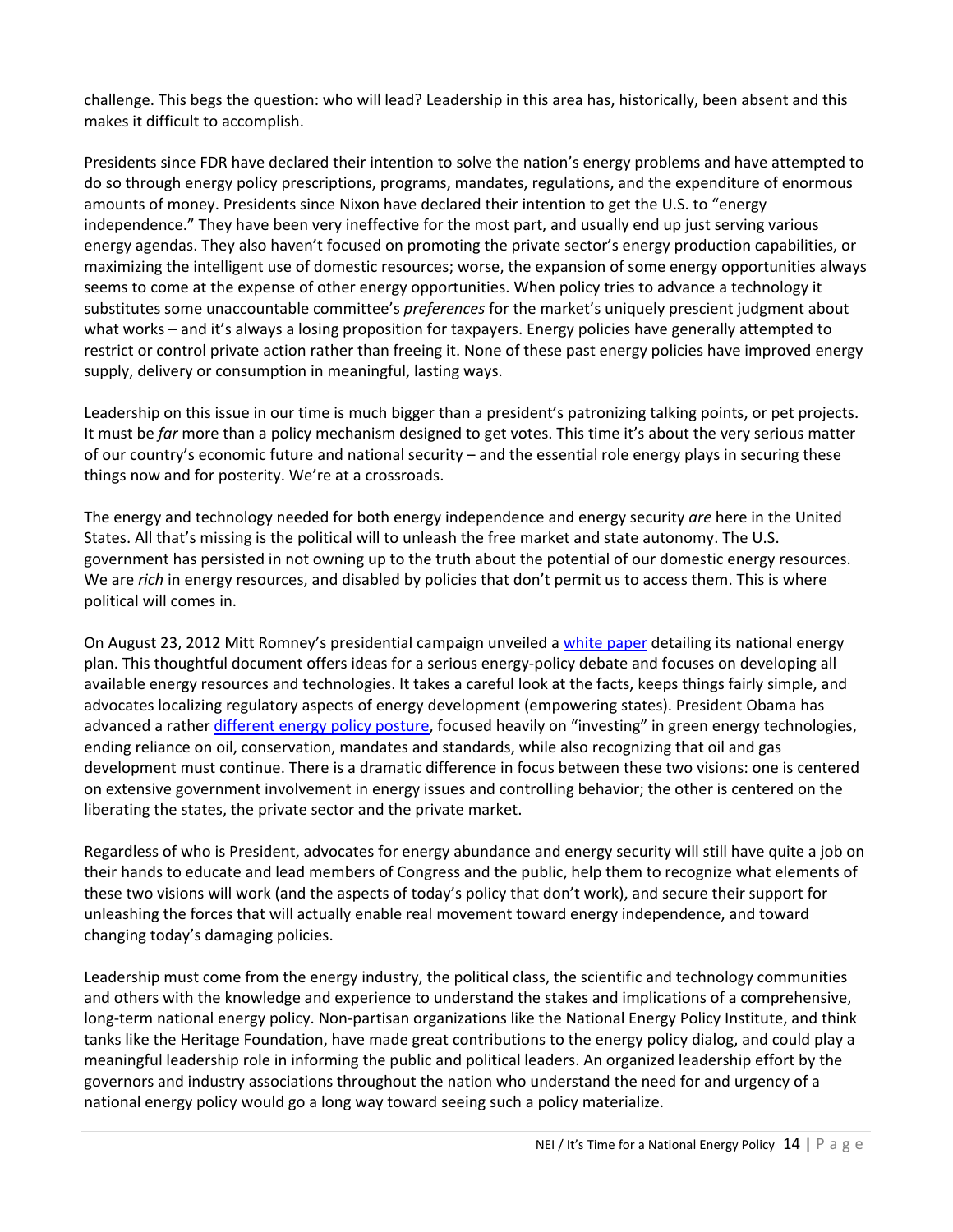challenge. This begs the question: who will lead? Leadership in this area has, historically, been absent and this makes it difficult to accomplish.

Presidents since FDR have declared their intention to solve the nation's energy problems and have attempted to do so through energy policy prescriptions, programs, mandates, regulations, and the expenditure of enormous amounts of money. Presidents since Nixon have declared their intention to get the U.S. to "energy independence." They have been very ineffective for the most part, and usually end up just serving various energy agendas. They also haven't focused on promoting the private sector's energy production capabilities, or maximizing the intelligent use of domestic resources; worse, the expansion of some energy opportunities always seems to come at the expense of other energy opportunities. When policy tries to advance a technology it substitutes some unaccountable committee's *preferences* for the market's uniquely prescient judgment about what works – and it's always a losing proposition for taxpayers. Energy policies have generally attempted to restrict or control private action rather than freeing it. None of these past energy policies have improved energy supply, delivery or consumption in meaningful, lasting ways.

Leadership on this issue in our time is much bigger than a president's patronizing talking points, or pet projects. It must be *far* more than a policy mechanism designed to get votes. This time it's about the very serious matter of our country's economic future and national security – and the essential role energy plays in securing these things now and for posterity. We're at a crossroads.

The energy and technology needed for both energy independence and energy security *are* here in the United States. All that's missing is the political will to unleash the free market and state autonomy. The U.S. government has persisted in not owning up to the truth about the potential of our domestic energy resources. We are *rich* in energy resources, and disabled by policies that don't permit us to access them. This is where political will comes in.

On August 23, 2012 Mitt Romney's presidential campaign unveiled a white paper detailing its national energy plan. This thoughtful document offers ideas for a serious energy-policy debate and focuses on developing all available energy resources and technologies. It takes a careful look at the facts, keeps things fairly simple, and advocates localizing regulatory aspects of energy development (empowering states). President Obama has advanced a rather different energy policy posture, focused heavily on "investing" in green energy technologies, ending reliance on oil, conservation, mandates and standards, while also recognizing that oil and gas development must continue. There is a dramatic difference in focus between these two visions: one is centered on extensive government involvement in energy issues and controlling behavior; the other is centered on the liberating the states, the private sector and the private market.

Regardless of who is President, advocates for energy abundance and energy security will still have quite a job on their hands to educate and lead members of Congress and the public, help them to recognize what elements of these two visions will work (and the aspects of today's policy that don't work), and secure their support for unleashing the forces that will actually enable real movement toward energy independence, and toward changing today's damaging policies.

Leadership must come from the energy industry, the political class, the scientific and technology communities and others with the knowledge and experience to understand the stakes and implications of a comprehensive, long-term national energy policy. Non-partisan organizations like the National Energy Policy Institute, and think tanks like the Heritage Foundation, have made great contributions to the energy policy dialog, and could play a meaningful leadership role in informing the public and political leaders. An organized leadership effort by the governors and industry associations throughout the nation who understand the need for and urgency of a national energy policy would go a long way toward seeing such a policy materialize.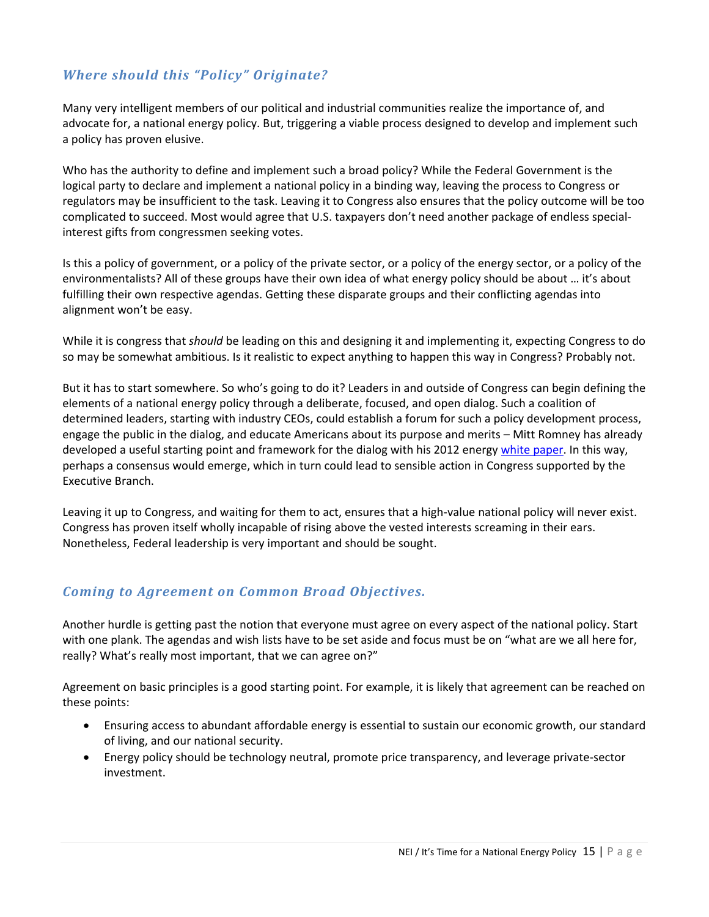## *Where should this "Policy" Originate?*

Many very intelligent members of our political and industrial communities realize the importance of, and advocate for, a national energy policy. But, triggering a viable process designed to develop and implement such a policy has proven elusive.

Who has the authority to define and implement such a broad policy? While the Federal Government is the logical party to declare and implement a national policy in a binding way, leaving the process to Congress or regulators may be insufficient to the task. Leaving it to Congress also ensures that the policy outcome will be too complicated to succeed. Most would agree that U.S. taxpayers don't need another package of endless special-interest gifts from congressmen seeking votes.

Is this a policy of government, or a policy of the private sector, or a policy of the energy sector, or a policy of the environmentalists? All of these groups have their own idea of what energy policy should be about … it's about fulfilling their own respective agendas. Getting these disparate groups and their conflicting agendas into alignment won't be easy.

While it is congress that *should* be leading on this and designing it and implementing it, expecting Congress to do so may be somewhat ambitious. Is it realistic to expect anything to happen this way in Congress? Probably not.

But it has to start somewhere. So who's going to do it? Leaders in and outside of Congress can begin defining the elements of a national energy policy through a deliberate, focused, and open dialog. Such a coalition of determined leaders, starting with industry CEOs, could establish a forum for such a policy development process, engage the public in the dialog, and educate Americans about its purpose and merits – Mitt Romney has already developed a useful starting point and framework for the dialog with his 2012 energy white paper. In this way, perhaps a consensus would emerge, which in turn could lead to sensible action in Congress supported by the Executive Branch.

Leaving it up to Congress, and waiting for them to act, ensures that a high-value national policy will never exist. Congress has proven itself wholly incapable of rising above the vested interests screaming in their ears. Nonetheless, Federal leadership is very important and should be sought.

## *Coming to Agreement on Common Broad Objectives.*

Another hurdle is getting past the notion that everyone must agree on every aspect of the national policy. Start with one plank. The agendas and wish lists have to be set aside and focus must be on "what are we all here for, really? What's really most important, that we can agree on?"

Agreement on basic principles is a good starting point. For example, it is likely that agreement can be reached on these points:

- Ensuring access to abundant affordable energy is essential to sustain our economic growth, our standard of living, and our national security.
- Energy policy should be technology neutral, promote price transparency, and leverage private-sector investment.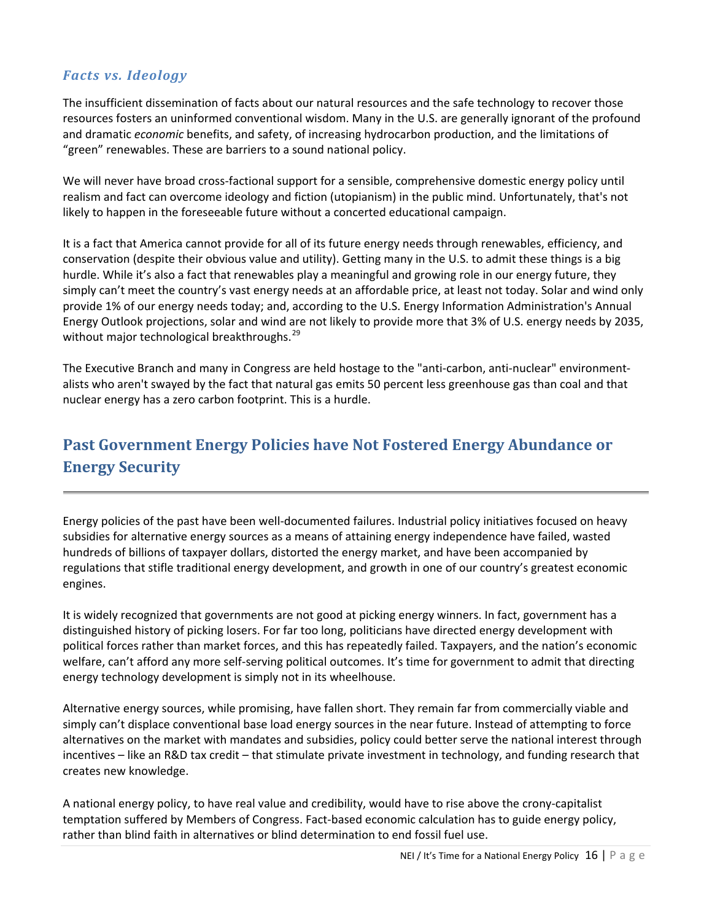### *Facts vs. Ideology*

The insufficient dissemination of facts about our natural resources and the safe technology to recover those resources fosters an uninformed conventional wisdom. Many in the U.S. are generally ignorant of the profound and dramatic *economic* benefits, and safety, of increasing hydrocarbon production, and the limitations of "green" renewables. These are barriers to a sound national policy.

We will never have broad cross-factional support for a sensible, comprehensive domestic energy policy until realism and fact can overcome ideology and fiction (utopianism) in the public mind. Unfortunately, that's not likely to happen in the foreseeable future without a concerted educational campaign.

It is a fact that America cannot provide for all of its future energy needs through renewables, efficiency, and conservation (despite their obvious value and utility). Getting many in the U.S. to admit these things is a big hurdle. While it's also a fact that renewables play a meaningful and growing role in our energy future, they simply can't meet the country's vast energy needs at an affordable price, at least not today. Solar and wind only provide 1% of our energy needs today; and, according to the U.S. Energy Information Administration's Annual Energy Outlook projections, solar and wind are not likely to provide more that 3% of U.S. energy needs by 2035, without major technological breakthroughs.[29]

The Executive Branch and many in Congress are held hostage to the "anti-carbon, anti-nuclear" environment-alists who aren't swayed by the fact that natural gas emits 50 percent less greenhouse gas than coal and that nuclear energy has a zero carbon footprint. This is a hurdle.

## Past Government Energy Policies have Not Fostered Energy Abundance or Energy Security

Energy policies of the past have been well-documented failures. Industrial policy initiatives focused on heavy subsidies for alternative energy sources as a means of attaining energy independence have failed, wasted hundreds of billions of taxpayer dollars, distorted the energy market, and have been accompanied by regulations that stifle traditional energy development, and growth in one of our country's greatest economic engines.

It is widely recognized that governments are not good at picking energy winners. In fact, government has a distinguished history of picking losers. For far too long, politicians have directed energy development with political forces rather than market forces, and this has repeatedly failed. Taxpayers, and the nation's economic welfare, can't afford any more self-serving political outcomes. It's time for government to admit that directing energy technology development is simply not in its wheelhouse.

Alternative energy sources, while promising, have fallen short. They remain far from commercially viable and simply can't displace conventional base load energy sources in the near future. Instead of attempting to force alternatives on the market with mandates and subsidies, policy could better serve the national interest through incentives – like an R&D tax credit – that stimulate private investment in technology, and funding research that creates new knowledge.

A national energy policy, to have real value and credibility, would have to rise above the crony-capitalist temptation suffered by Members of Congress. Fact-based economic calculation has to guide energy policy, rather than blind faith in alternatives or blind determination to end fossil fuel use.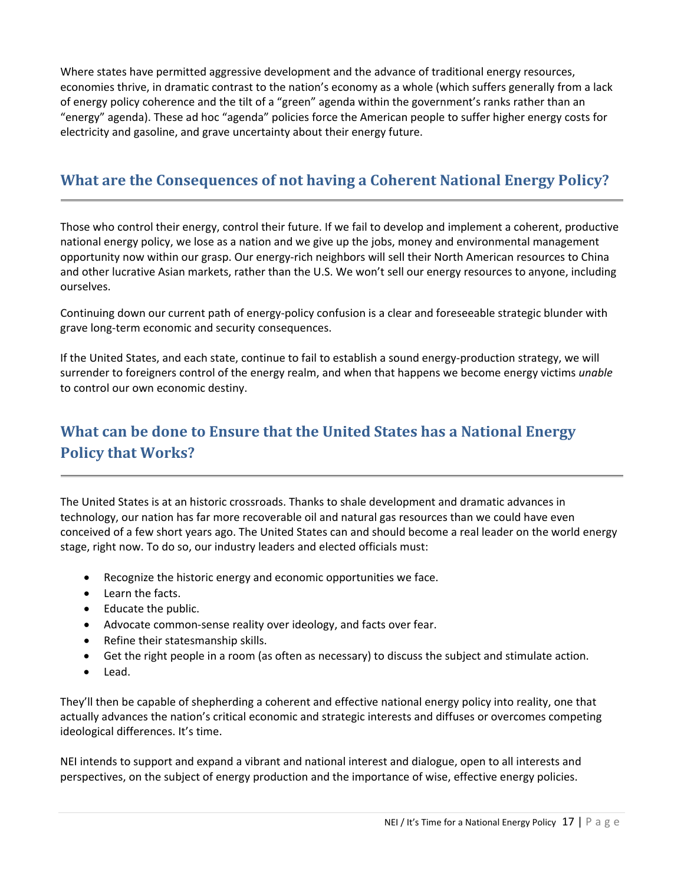Where states have permitted aggressive development and the advance of traditional energy resources, economies thrive, in dramatic contrast to the nation's economy as a whole (which suffers generally from a lack of energy policy coherence and the tilt of a "green" agenda within the government's ranks rather than an "energy" agenda). These ad hoc "agenda" policies force the American people to suffer higher energy costs for electricity and gasoline, and grave uncertainty about their energy future.

## What are the Consequences of not having a Coherent National Energy Policy?

Those who control their energy, control their future. If we fail to develop and implement a coherent, productive national energy policy, we lose as a nation and we give up the jobs, money and environmental management opportunity now within our grasp. Our energy-rich neighbors will sell their North American resources to China and other lucrative Asian markets, rather than the U.S. We won't sell our energy resources to anyone, including ourselves.

Continuing down our current path of energy-policy confusion is a clear and foreseeable strategic blunder with grave long-term economic and security consequences.

If the United States, and each state, continue to fail to establish a sound energy-production strategy, we will surrender to foreigners control of the energy realm, and when that happens we become energy victims *unable* to control our own economic destiny.

## What can be done to Ensure that the United States has a National Energy Policy that Works?

The United States is at an historic crossroads. Thanks to shale development and dramatic advances in technology, our nation has far more recoverable oil and natural gas resources than we could have even conceived of a few short years ago. The United States can and should become a real leader on the world energy stage, right now. To do so, our industry leaders and elected officials must:

- Recognize the historic energy and economic opportunities we face.
- Learn the facts.
- Educate the public.
- Advocate common-sense reality over ideology, and facts over fear.
- Refine their statesmanship skills.
- Get the right people in a room (as often as necessary) to discuss the subject and stimulate action.
- Lead.

They'll then be capable of shepherding a coherent and effective national energy policy into reality, one that actually advances the nation's critical economic and strategic interests and diffuses or overcomes competing ideological differences. It's time.

NEI intends to support and expand a vibrant and national interest and dialogue, open to all interests and perspectives, on the subject of energy production and the importance of wise, effective energy policies.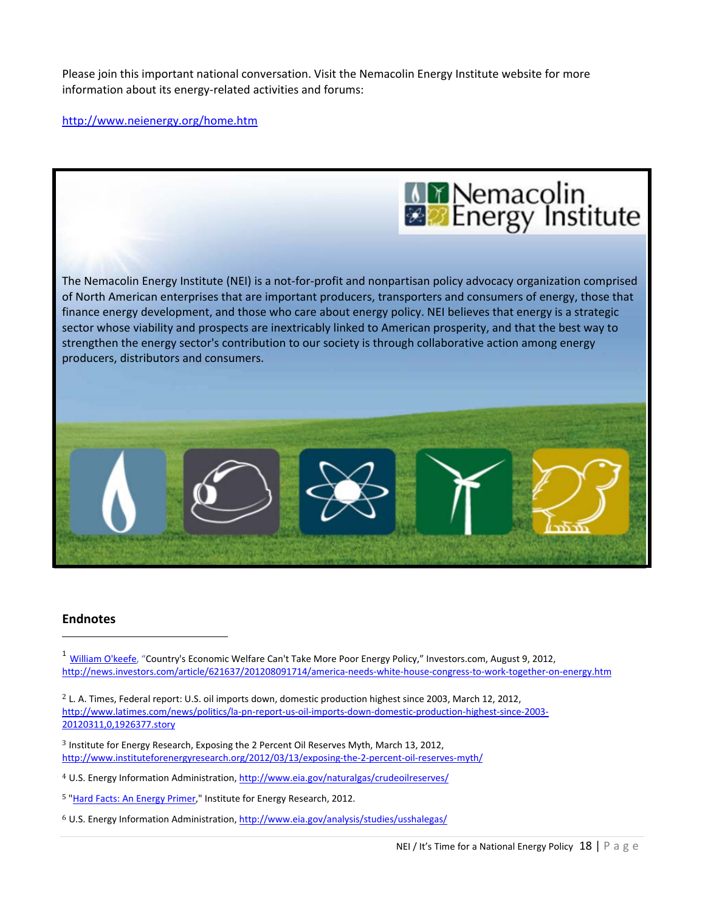Please join this important national conversation. Visit the Nemacolin Energy Institute website for more information about its energy-related activities and forums:

http://www.neienergy.org/home.htm

Nemacolin Energy Institute

The Nemacolin Energy Institute (NEI) is a not-for-profit and nonpartisan policy advocacy organization comprised of North American enterprises that are important producers, transporters and consumers of energy, those that finance energy development, and those who care about energy policy. NEI believes that energy is a strategic sector whose viability and prospects are inextricably linked to American prosperity, and that the best way to strengthen the energy sector's contribution to our society is through collaborative action among energy producers, distributors and consumers.

## Endnotes

[1] William O'keefe, "Country's Economic Welfare Can't Take More Poor Energy Policy," Investors.com, August 9, 2012, http://news.investors.com/article/621637/201208091714/america-needs-white-house-congress-to-work-together-on-energy.htm

[2] L. A. Times, Federal report: U.S. oil imports down, domestic production highest since 2003, March 12, 2012, http://www.latimes.com/news/politics/la-pn-report-us-oil-imports-down-domestic-production-highest-since-2003-20120311,0,1926377.story

[3] Institute for Energy Research, Exposing the 2 Percent Oil Reserves Myth, March 13, 2012, http://www.instituteforenergyresearch.org/2012/03/13/exposing-the-2-percent-oil-reserves-myth/

[4] U.S. Energy Information Administration, http://www.eia.gov/naturalgas/crudeoilreserves/

[5] "Hard Facts: An Energy Primer," Institute for Energy Research, 2012.

[6] U.S. Energy Information Administration, http://www.eia.gov/analysis/studies/usshalegas/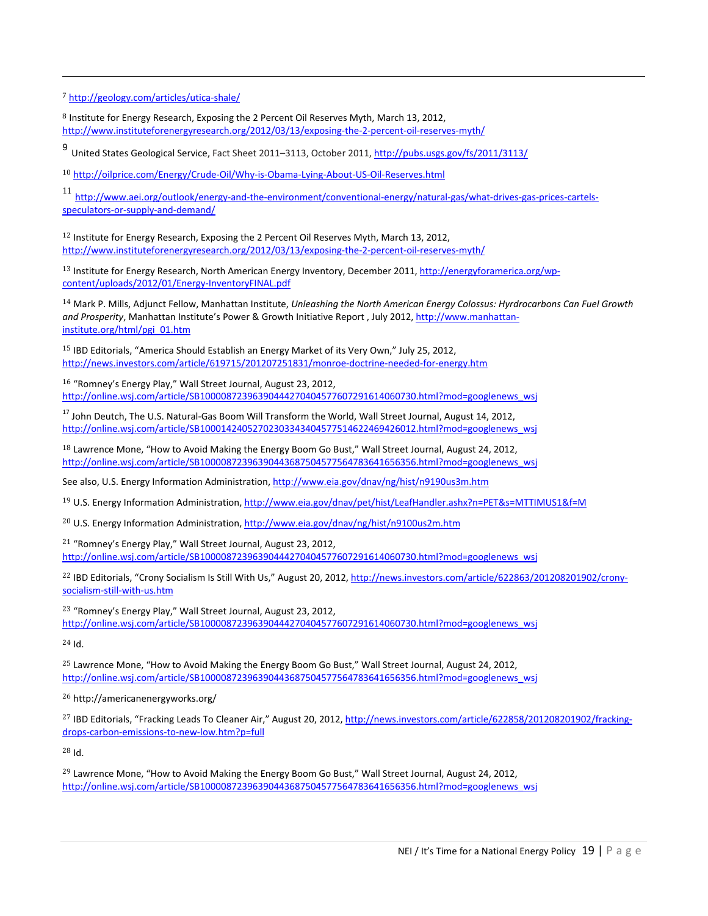[7] http://geology.com/articles/utica-shale/

[8] Institute for Energy Research, Exposing the 2 Percent Oil Reserves Myth, March 13, 2012, http://www.instituteforenergyresearch.org/2012/03/13/exposing-the-2-percent-oil-reserves-myth/

[9] United States Geological Service, Fact Sheet 2011–3113, October 2011, http://pubs.usgs.gov/fs/2011/3113/

[10] http://oilprice.com/Energy/Crude-Oil/Why-is-Obama-Lying-About-US-Oil-Reserves.html

[11] http://www.aei.org/outlook/energy-and-the-environment/conventional-energy/natural-gas/what-drives-gas-prices-cartels-speculators-or-supply-and-demand/

[12] Institute for Energy Research, Exposing the 2 Percent Oil Reserves Myth, March 13, 2012, http://www.instituteforenergyresearch.org/2012/03/13/exposing-the-2-percent-oil-reserves-myth/

[13] Institute for Energy Research, North American Energy Inventory, December 2011, http://energyforamerica.org/wp-content/uploads/2012/01/Energy-InventoryFINAL.pdf

[14] Mark P. Mills, Adjunct Fellow, Manhattan Institute, *Unleashing the North American Energy Colossus: Hydrocarbons Can Fuel Growth and Prosperity*, Manhattan Institute's Power & Growth Initiative Report , July 2012, http://www.manhattan-institute.org/html/pgi_01.htm

[15] IBD Editorials, "America Should Establish an Energy Market of its Very Own," July 25, 2012, http://news.investors.com/article/619715/201207251831/monroe-doctrine-needed-for-energy.htm

[16] "Romney's Energy Play," Wall Street Journal, August 23, 2012, http://online.wsj.com/article/SB10000872396390444270404577607291614060730.html?mod=googlenews_wsj

[17] John Deutch, The U.S. Natural-Gas Boom Will Transform the World, Wall Street Journal, August 14, 2012, http://online.wsj.com/article/SB10001424052702303343404577514622469426012.html?mod=googlenews_wsj

[18] Lawrence Mone, "How to Avoid Making the Energy Boom Go Bust," Wall Street Journal, August 24, 2012, http://online.wsj.com/article/SB10000872396390443687504577564783641656356.html?mod=googlenews_wsj

See also, U.S. Energy Information Administration, http://www.eia.gov/dnav/ng/hist/n9190us3m.htm

[19] U.S. Energy Information Administration, http://www.eia.gov/dnav/pet/hist/LeafHandler.ashx?n=PET&s=MTTIMUS1&f=M

[20] U.S. Energy Information Administration, http://www.eia.gov/dnav/ng/hist/n9100us2m.htm

[21] "Romney's Energy Play," Wall Street Journal, August 23, 2012, http://online.wsj.com/article/SB10000872396390444270404577607291614060730.html?mod=googlenews_wsj

[22] IBD Editorials, "Crony Socialism Is Still With Us," August 20, 2012, http://news.investors.com/article/622863/201208201902/crony-socialism-still-with-us.htm

[23] "Romney's Energy Play," Wall Street Journal, August 23, 2012, http://online.wsj.com/article/SB10000872396390444270404577607291614060730.html?mod=googlenews_wsj

[24] Id.

[25] Lawrence Mone, "How to Avoid Making the Energy Boom Go Bust," Wall Street Journal, August 24, 2012, http://online.wsj.com/article/SB10000872396390443687504577564783641656356.html?mod=googlenews_wsj

[26] http://americanenergyworks.org/

[27] IBD Editorials, "Fracking Leads To Cleaner Air," August 20, 2012, http://news.investors.com/article/622858/201208201902/fracking-drops-carbon-emissions-to-new-low.htm?p=full

[28] Id.

[29] Lawrence Mone, "How to Avoid Making the Energy Boom Go Bust," Wall Street Journal, August 24, 2012, http://online.wsj.com/article/SB10000872396390443687504577564783641656356.html?mod=googlenews_wsj